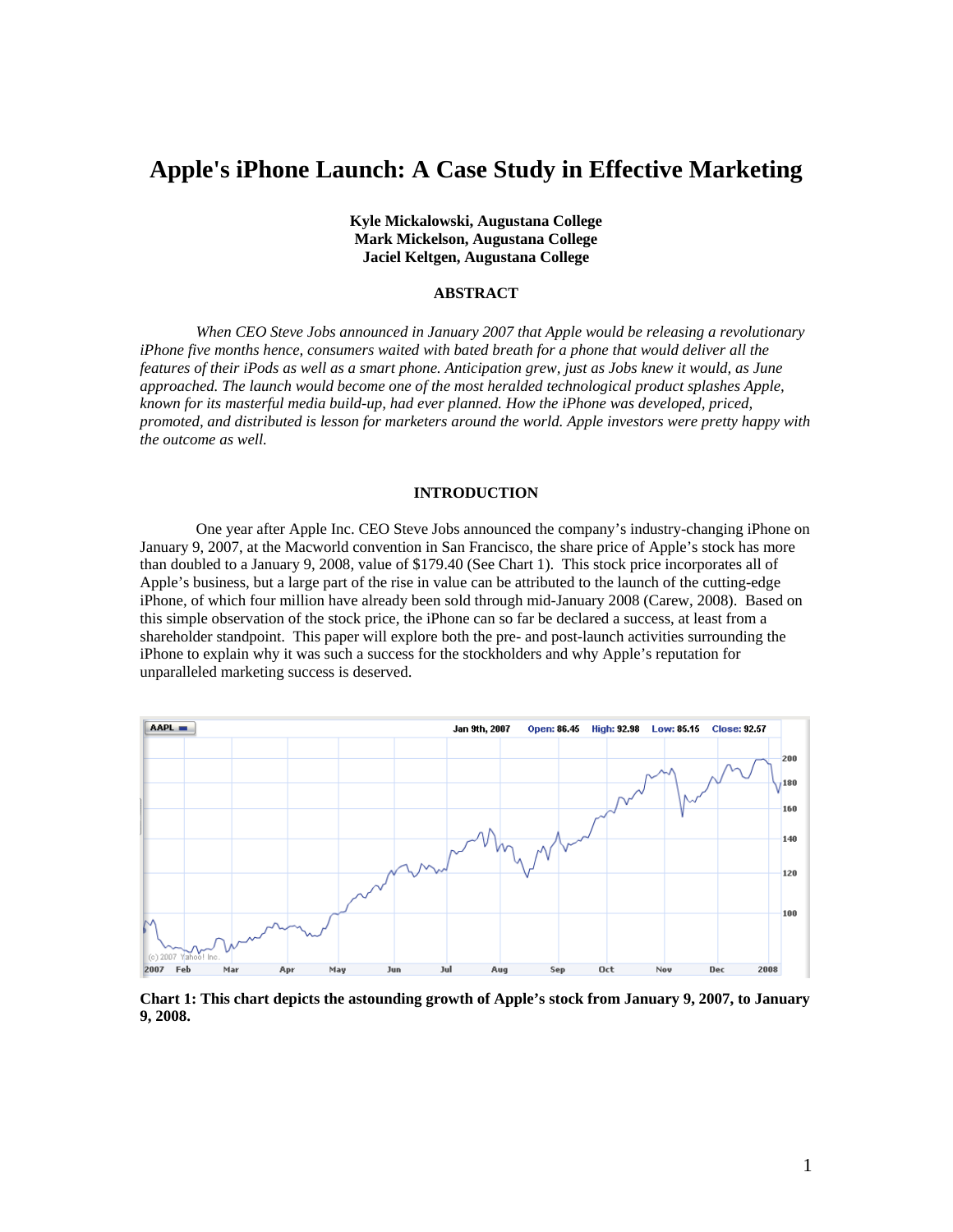# Apple's iPhone Launch: A Case Study in Effective Marketing

**Kyle Mickalowski, Augustana College**
**Mark Mickelson, Augustana College**
**Jaciel Keltgen, Augustana College**

## ABSTRACT

*When CEO Steve Jobs announced in January 2007 that Apple would be releasing a revolutionary iPhone five months hence, consumers waited with bated breath for a phone that would deliver all the features of their iPods as well as a smart phone. Anticipation grew, just as Jobs knew it would, as June approached. The launch would become one of the most heralded technological product splashes Apple, known for its masterful media build-up, had ever planned. How the iPhone was developed, priced, promoted, and distributed is lesson for marketers around the world. Apple investors were pretty happy with the outcome as well.*

## INTRODUCTION

One year after Apple Inc. CEO Steve Jobs announced the company's industry-changing iPhone on January 9, 2007, at the Macworld convention in San Francisco, the share price of Apple's stock has more than doubled to a January 9, 2008, value of $179.40 (See Chart 1). This stock price incorporates all of Apple's business, but a large part of the rise in value can be attributed to the launch of the cutting-edge iPhone, of which four million have already been sold through mid-January 2008 (Carew, 2008). Based on this simple observation of the stock price, the iPhone can so far be declared a success, at least from a shareholder standpoint. This paper will explore both the pre- and post-launch activities surrounding the iPhone to explain why it was such a success for the stockholders and why Apple's reputation for unparalleled marketing success is deserved.

**Chart 1: This chart depicts the astounding growth of Apple's stock from January 9, 2007, to January 9, 2008.**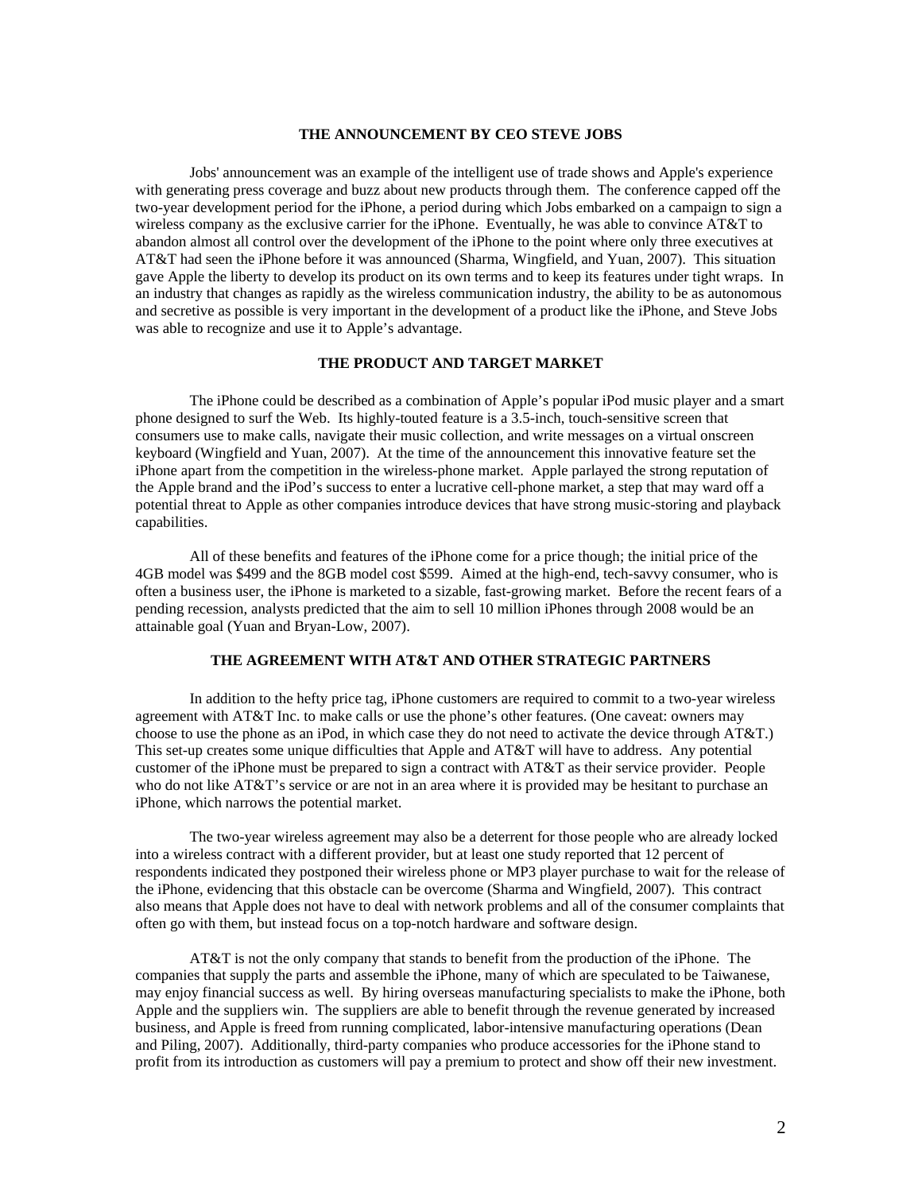## THE ANNOUNCEMENT BY CEO STEVE JOBS

Jobs' announcement was an example of the intelligent use of trade shows and Apple's experience with generating press coverage and buzz about new products through them. The conference capped off the two-year development period for the iPhone, a period during which Jobs embarked on a campaign to sign a wireless company as the exclusive carrier for the iPhone. Eventually, he was able to convince AT&T to abandon almost all control over the development of the iPhone to the point where only three executives at AT&T had seen the iPhone before it was announced (Sharma, Wingfield, and Yuan, 2007). This situation gave Apple the liberty to develop its product on its own terms and to keep its features under tight wraps. In an industry that changes as rapidly as the wireless communication industry, the ability to be as autonomous and secretive as possible is very important in the development of a product like the iPhone, and Steve Jobs was able to recognize and use it to Apple's advantage.

## THE PRODUCT AND TARGET MARKET

The iPhone could be described as a combination of Apple's popular iPod music player and a smart phone designed to surf the Web. Its highly-touted feature is a 3.5-inch, touch-sensitive screen that consumers use to make calls, navigate their music collection, and write messages on a virtual onscreen keyboard (Wingfield and Yuan, 2007). At the time of the announcement this innovative feature set the iPhone apart from the competition in the wireless-phone market. Apple parlayed the strong reputation of the Apple brand and the iPod's success to enter a lucrative cell-phone market, a step that may ward off a potential threat to Apple as other companies introduce devices that have strong music-storing and playback capabilities.

All of these benefits and features of the iPhone come for a price though; the initial price of the 4GB model was $499 and the 8GB model cost $599. Aimed at the high-end, tech-savvy consumer, who is often a business user, the iPhone is marketed to a sizable, fast-growing market. Before the recent fears of a pending recession, analysts predicted that the aim to sell 10 million iPhones through 2008 would be an attainable goal (Yuan and Bryan-Low, 2007).

## THE AGREEMENT WITH AT&T AND OTHER STRATEGIC PARTNERS

In addition to the hefty price tag, iPhone customers are required to commit to a two-year wireless agreement with AT&T Inc. to make calls or use the phone's other features. (One caveat: owners may choose to use the phone as an iPod, in which case they do not need to activate the device through AT&T.) This set-up creates some unique difficulties that Apple and AT&T will have to address. Any potential customer of the iPhone must be prepared to sign a contract with AT&T as their service provider. People who do not like AT&T's service or are not in an area where it is provided may be hesitant to purchase an iPhone, which narrows the potential market.

The two-year wireless agreement may also be a deterrent for those people who are already locked into a wireless contract with a different provider, but at least one study reported that 12 percent of respondents indicated they postponed their wireless phone or MP3 player purchase to wait for the release of the iPhone, evidencing that this obstacle can be overcome (Sharma and Wingfield, 2007). This contract also means that Apple does not have to deal with network problems and all of the consumer complaints that often go with them, but instead focus on a top-notch hardware and software design.

AT&T is not the only company that stands to benefit from the production of the iPhone. The companies that supply the parts and assemble the iPhone, many of which are speculated to be Taiwanese, may enjoy financial success as well. By hiring overseas manufacturing specialists to make the iPhone, both Apple and the suppliers win. The suppliers are able to benefit through the revenue generated by increased business, and Apple is freed from running complicated, labor-intensive manufacturing operations (Dean and Piling, 2007). Additionally, third-party companies who produce accessories for the iPhone stand to profit from its introduction as customers will pay a premium to protect and show off their new investment.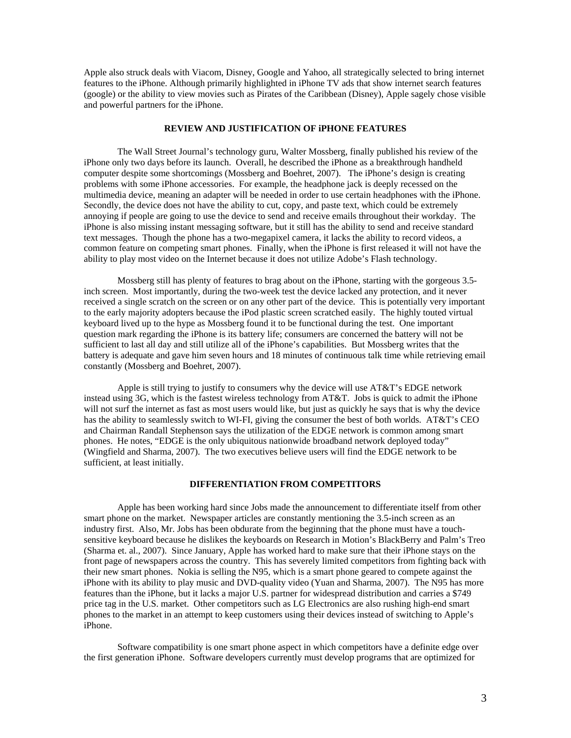Apple also struck deals with Viacom, Disney, Google and Yahoo, all strategically selected to bring internet features to the iPhone. Although primarily highlighted in iPhone TV ads that show internet search features (google) or the ability to view movies such as Pirates of the Caribbean (Disney), Apple sagely chose visible and powerful partners for the iPhone.

## REVIEW AND JUSTIFICATION OF iPHONE FEATURES

The Wall Street Journal's technology guru, Walter Mossberg, finally published his review of the iPhone only two days before its launch. Overall, he described the iPhone as a breakthrough handheld computer despite some shortcomings (Mossberg and Boehret, 2007). The iPhone's design is creating problems with some iPhone accessories. For example, the headphone jack is deeply recessed on the multimedia device, meaning an adapter will be needed in order to use certain headphones with the iPhone. Secondly, the device does not have the ability to cut, copy, and paste text, which could be extremely annoying if people are going to use the device to send and receive emails throughout their workday. The iPhone is also missing instant messaging software, but it still has the ability to send and receive standard text messages. Though the phone has a two-megapixel camera, it lacks the ability to record videos, a common feature on competing smart phones. Finally, when the iPhone is first released it will not have the ability to play most video on the Internet because it does not utilize Adobe's Flash technology.

Mossberg still has plenty of features to brag about on the iPhone, starting with the gorgeous 3.5-inch screen. Most importantly, during the two-week test the device lacked any protection, and it never received a single scratch on the screen or on any other part of the device. This is potentially very important to the early majority adopters because the iPod plastic screen scratched easily. The highly touted virtual keyboard lived up to the hype as Mossberg found it to be functional during the test. One important question mark regarding the iPhone is its battery life; consumers are concerned the battery will not be sufficient to last all day and still utilize all of the iPhone's capabilities. But Mossberg writes that the battery is adequate and gave him seven hours and 18 minutes of continuous talk time while retrieving email constantly (Mossberg and Boehret, 2007).

Apple is still trying to justify to consumers why the device will use AT&T's EDGE network instead using 3G, which is the fastest wireless technology from AT&T. Jobs is quick to admit the iPhone will not surf the internet as fast as most users would like, but just as quickly he says that is why the device has the ability to seamlessly switch to WI-FI, giving the consumer the best of both worlds. AT&T's CEO and Chairman Randall Stephenson says the utilization of the EDGE network is common among smart phones. He notes, "EDGE is the only ubiquitous nationwide broadband network deployed today" (Wingfield and Sharma, 2007). The two executives believe users will find the EDGE network to be sufficient, at least initially.

## DIFFERENTIATION FROM COMPETITORS

Apple has been working hard since Jobs made the announcement to differentiate itself from other smart phone on the market. Newspaper articles are constantly mentioning the 3.5-inch screen as an industry first. Also, Mr. Jobs has been obdurate from the beginning that the phone must have a touch-sensitive keyboard because he dislikes the keyboards on Research in Motion's BlackBerry and Palm's Treo (Sharma et. al., 2007). Since January, Apple has worked hard to make sure that their iPhone stays on the front page of newspapers across the country. This has severely limited competitors from fighting back with their new smart phones. Nokia is selling the N95, which is a smart phone geared to compete against the iPhone with its ability to play music and DVD-quality video (Yuan and Sharma, 2007). The N95 has more features than the iPhone, but it lacks a major U.S. partner for widespread distribution and carries a $749 price tag in the U.S. market. Other competitors such as LG Electronics are also rushing high-end smart phones to the market in an attempt to keep customers using their devices instead of switching to Apple's iPhone.

Software compatibility is one smart phone aspect in which competitors have a definite edge over the first generation iPhone. Software developers currently must develop programs that are optimized for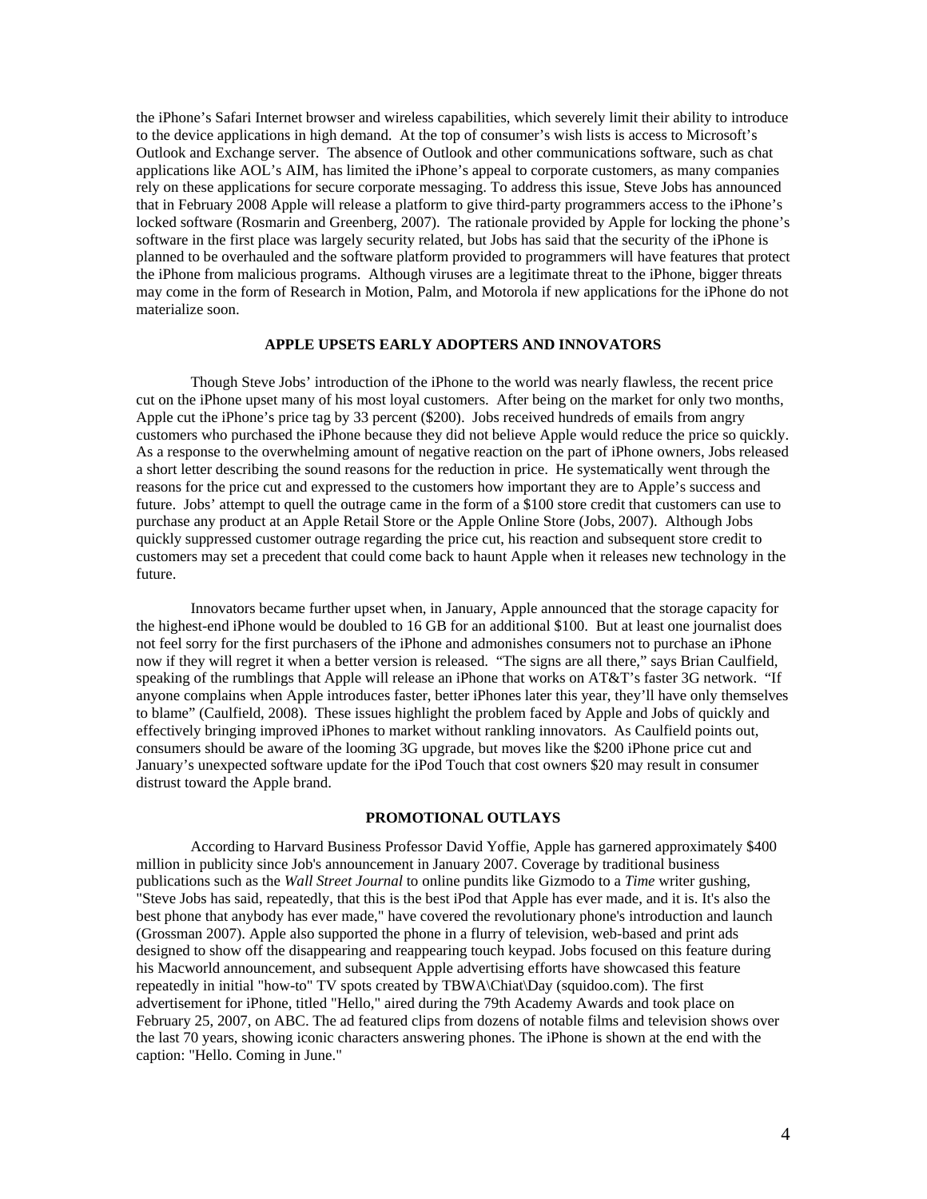the iPhone's Safari Internet browser and wireless capabilities, which severely limit their ability to introduce to the device applications in high demand. At the top of consumer's wish lists is access to Microsoft's Outlook and Exchange server. The absence of Outlook and other communications software, such as chat applications like AOL's AIM, has limited the iPhone's appeal to corporate customers, as many companies rely on these applications for secure corporate messaging. To address this issue, Steve Jobs has announced that in February 2008 Apple will release a platform to give third-party programmers access to the iPhone's locked software (Rosmarin and Greenberg, 2007). The rationale provided by Apple for locking the phone's software in the first place was largely security related, but Jobs has said that the security of the iPhone is planned to be overhauled and the software platform provided to programmers will have features that protect the iPhone from malicious programs. Although viruses are a legitimate threat to the iPhone, bigger threats may come in the form of Research in Motion, Palm, and Motorola if new applications for the iPhone do not materialize soon.

## APPLE UPSETS EARLY ADOPTERS AND INNOVATORS

Though Steve Jobs' introduction of the iPhone to the world was nearly flawless, the recent price cut on the iPhone upset many of his most loyal customers. After being on the market for only two months, Apple cut the iPhone's price tag by 33 percent ($200). Jobs received hundreds of emails from angry customers who purchased the iPhone because they did not believe Apple would reduce the price so quickly. As a response to the overwhelming amount of negative reaction on the part of iPhone owners, Jobs released a short letter describing the sound reasons for the reduction in price. He systematically went through the reasons for the price cut and expressed to the customers how important they are to Apple's success and future. Jobs' attempt to quell the outrage came in the form of a $100 store credit that customers can use to purchase any product at an Apple Retail Store or the Apple Online Store (Jobs, 2007). Although Jobs quickly suppressed customer outrage regarding the price cut, his reaction and subsequent store credit to customers may set a precedent that could come back to haunt Apple when it releases new technology in the future.

Innovators became further upset when, in January, Apple announced that the storage capacity for the highest-end iPhone would be doubled to 16 GB for an additional $100. But at least one journalist does not feel sorry for the first purchasers of the iPhone and admonishes consumers not to purchase an iPhone now if they will regret it when a better version is released. "The signs are all there," says Brian Caulfield, speaking of the rumblings that Apple will release an iPhone that works on AT&T's faster 3G network. "If anyone complains when Apple introduces faster, better iPhones later this year, they'll have only themselves to blame" (Caulfield, 2008). These issues highlight the problem faced by Apple and Jobs of quickly and effectively bringing improved iPhones to market without rankling innovators. As Caulfield points out, consumers should be aware of the looming 3G upgrade, but moves like the $200 iPhone price cut and January's unexpected software update for the iPod Touch that cost owners $20 may result in consumer distrust toward the Apple brand.

## PROMOTIONAL OUTLAYS

According to Harvard Business Professor David Yoffie, Apple has garnered approximately $400 million in publicity since Job's announcement in January 2007. Coverage by traditional business publications such as the *Wall Street Journal* to online pundits like Gizmodo to a *Time* writer gushing, "Steve Jobs has said, repeatedly, that this is the best iPod that Apple has ever made, and it is. It's also the best phone that anybody has ever made," have covered the revolutionary phone's introduction and launch (Grossman 2007). Apple also supported the phone in a flurry of television, web-based and print ads designed to show off the disappearing and reappearing touch keypad. Jobs focused on this feature during his Macworld announcement, and subsequent Apple advertising efforts have showcased this feature repeatedly in initial "how-to" TV spots created by TBWA\Chiat\Day (squidoo.com). The first advertisement for iPhone, titled "Hello," aired during the 79th Academy Awards and took place on February 25, 2007, on ABC. The ad featured clips from dozens of notable films and television shows over the last 70 years, showing iconic characters answering phones. The iPhone is shown at the end with the caption: "Hello. Coming in June."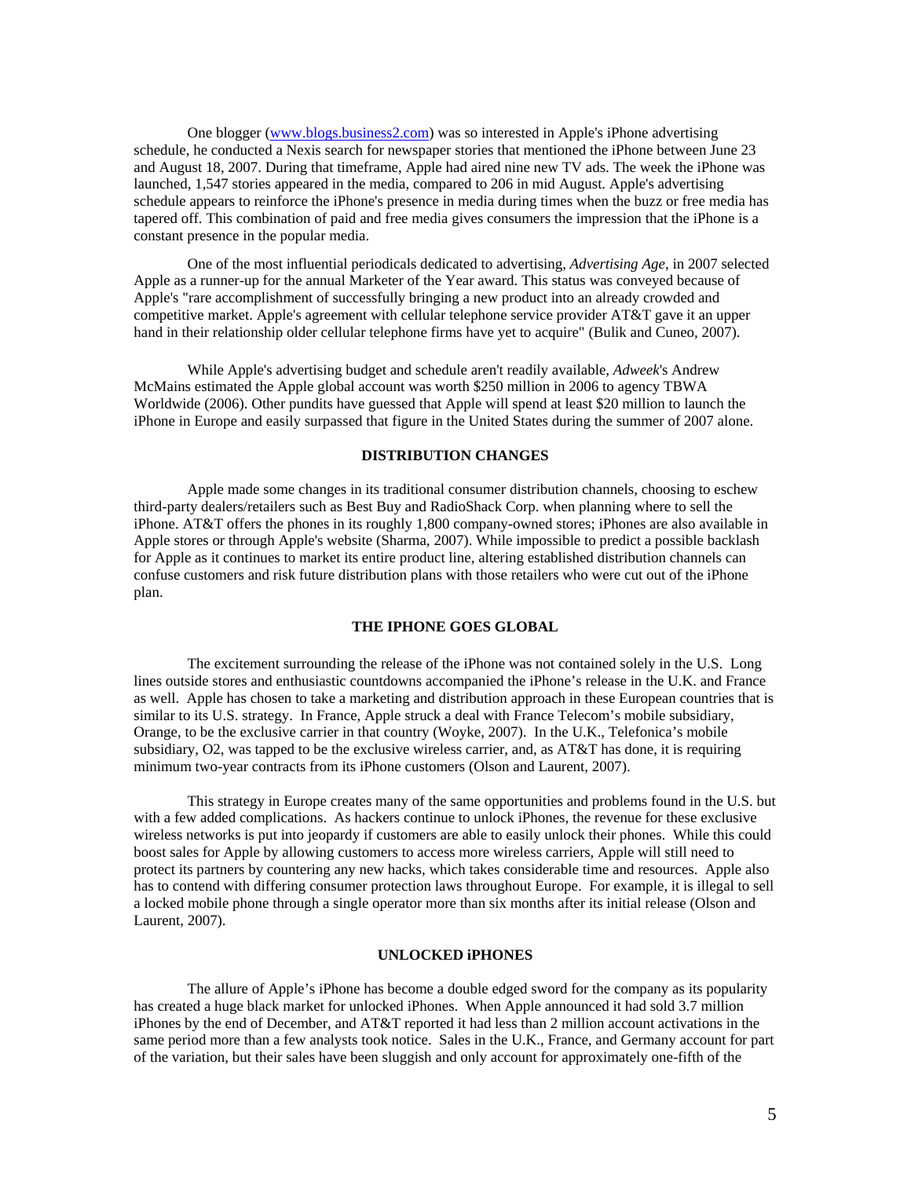One blogger (www.blogs.business2.com) was so interested in Apple's iPhone advertising schedule, he conducted a Nexis search for newspaper stories that mentioned the iPhone between June 23 and August 18, 2007. During that timeframe, Apple had aired nine new TV ads. The week the iPhone was launched, 1,547 stories appeared in the media, compared to 206 in mid August. Apple's advertising schedule appears to reinforce the iPhone's presence in media during times when the buzz or free media has tapered off. This combination of paid and free media gives consumers the impression that the iPhone is a constant presence in the popular media.

One of the most influential periodicals dedicated to advertising, *Advertising Age*, in 2007 selected Apple as a runner-up for the annual Marketer of the Year award. This status was conveyed because of Apple's "rare accomplishment of successfully bringing a new product into an already crowded and competitive market. Apple's agreement with cellular telephone service provider AT&T gave it an upper hand in their relationship older cellular telephone firms have yet to acquire" (Bulik and Cuneo, 2007).

While Apple's advertising budget and schedule aren't readily available, *Adweek*'s Andrew McMains estimated the Apple global account was worth $250 million in 2006 to agency TBWA Worldwide (2006). Other pundits have guessed that Apple will spend at least $20 million to launch the iPhone in Europe and easily surpassed that figure in the United States during the summer of 2007 alone.

## DISTRIBUTION CHANGES

Apple made some changes in its traditional consumer distribution channels, choosing to eschew third-party dealers/retailers such as Best Buy and RadioShack Corp. when planning where to sell the iPhone. AT&T offers the phones in its roughly 1,800 company-owned stores; iPhones are also available in Apple stores or through Apple's website (Sharma, 2007). While impossible to predict a possible backlash for Apple as it continues to market its entire product line, altering established distribution channels can confuse customers and risk future distribution plans with those retailers who were cut out of the iPhone plan.

## THE IPHONE GOES GLOBAL

The excitement surrounding the release of the iPhone was not contained solely in the U.S. Long lines outside stores and enthusiastic countdowns accompanied the iPhone's release in the U.K. and France as well. Apple has chosen to take a marketing and distribution approach in these European countries that is similar to its U.S. strategy. In France, Apple struck a deal with France Telecom's mobile subsidiary, Orange, to be the exclusive carrier in that country (Woyke, 2007). In the U.K., Telefonica's mobile subsidiary, O2, was tapped to be the exclusive wireless carrier, and, as AT&T has done, it is requiring minimum two-year contracts from its iPhone customers (Olson and Laurent, 2007).

This strategy in Europe creates many of the same opportunities and problems found in the U.S. but with a few added complications. As hackers continue to unlock iPhones, the revenue for these exclusive wireless networks is put into jeopardy if customers are able to easily unlock their phones. While this could boost sales for Apple by allowing customers to access more wireless carriers, Apple will still need to protect its partners by countering any new hacks, which takes considerable time and resources. Apple also has to contend with differing consumer protection laws throughout Europe. For example, it is illegal to sell a locked mobile phone through a single operator more than six months after its initial release (Olson and Laurent, 2007).

## UNLOCKED iPHONES

The allure of Apple's iPhone has become a double edged sword for the company as its popularity has created a huge black market for unlocked iPhones. When Apple announced it had sold 3.7 million iPhones by the end of December, and AT&T reported it had less than 2 million account activations in the same period more than a few analysts took notice. Sales in the U.K., France, and Germany account for part of the variation, but their sales have been sluggish and only account for approximately one-fifth of the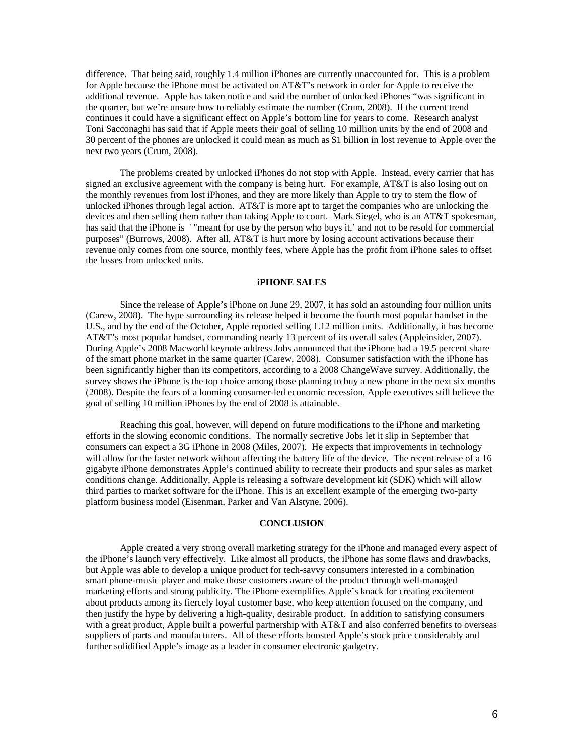difference. That being said, roughly 1.4 million iPhones are currently unaccounted for. This is a problem for Apple because the iPhone must be activated on AT&T's network in order for Apple to receive the additional revenue. Apple has taken notice and said the number of unlocked iPhones "was significant in the quarter, but we're unsure how to reliably estimate the number (Crum, 2008). If the current trend continues it could have a significant effect on Apple's bottom line for years to come. Research analyst Toni Sacconaghi has said that if Apple meets their goal of selling 10 million units by the end of 2008 and 30 percent of the phones are unlocked it could mean as much as $1 billion in lost revenue to Apple over the next two years (Crum, 2008).

The problems created by unlocked iPhones do not stop with Apple. Instead, every carrier that has signed an exclusive agreement with the company is being hurt. For example, AT&T is also losing out on the monthly revenues from lost iPhones, and they are more likely than Apple to try to stem the flow of unlocked iPhones through legal action. AT&T is more apt to target the companies who are unlocking the devices and then selling them rather than taking Apple to court. Mark Siegel, who is an AT&T spokesman, has said that the iPhone is ' "meant for use by the person who buys it,' and not to be resold for commercial purposes" (Burrows, 2008). After all, AT&T is hurt more by losing account activations because their revenue only comes from one source, monthly fees, where Apple has the profit from iPhone sales to offset the losses from unlocked units.

## iPHONE SALES

Since the release of Apple's iPhone on June 29, 2007, it has sold an astounding four million units (Carew, 2008). The hype surrounding its release helped it become the fourth most popular handset in the U.S., and by the end of the October, Apple reported selling 1.12 million units. Additionally, it has become AT&T's most popular handset, commanding nearly 13 percent of its overall sales (Appleinsider, 2007). During Apple's 2008 Macworld keynote address Jobs announced that the iPhone had a 19.5 percent share of the smart phone market in the same quarter (Carew, 2008). Consumer satisfaction with the iPhone has been significantly higher than its competitors, according to a 2008 ChangeWave survey. Additionally, the survey shows the iPhone is the top choice among those planning to buy a new phone in the next six months (2008). Despite the fears of a looming consumer-led economic recession, Apple executives still believe the goal of selling 10 million iPhones by the end of 2008 is attainable.

Reaching this goal, however, will depend on future modifications to the iPhone and marketing efforts in the slowing economic conditions. The normally secretive Jobs let it slip in September that consumers can expect a 3G iPhone in 2008 (Miles, 2007). He expects that improvements in technology will allow for the faster network without affecting the battery life of the device. The recent release of a 16 gigabyte iPhone demonstrates Apple's continued ability to recreate their products and spur sales as market conditions change. Additionally, Apple is releasing a software development kit (SDK) which will allow third parties to market software for the iPhone. This is an excellent example of the emerging two-party platform business model (Eisenman, Parker and Van Alstyne, 2006).

## CONCLUSION

Apple created a very strong overall marketing strategy for the iPhone and managed every aspect of the iPhone's launch very effectively. Like almost all products, the iPhone has some flaws and drawbacks, but Apple was able to develop a unique product for tech-savvy consumers interested in a combination smart phone-music player and make those customers aware of the product through well-managed marketing efforts and strong publicity. The iPhone exemplifies Apple's knack for creating excitement about products among its fiercely loyal customer base, who keep attention focused on the company, and then justify the hype by delivering a high-quality, desirable product. In addition to satisfying consumers with a great product, Apple built a powerful partnership with AT&T and also conferred benefits to overseas suppliers of parts and manufacturers. All of these efforts boosted Apple's stock price considerably and further solidified Apple's image as a leader in consumer electronic gadgetry.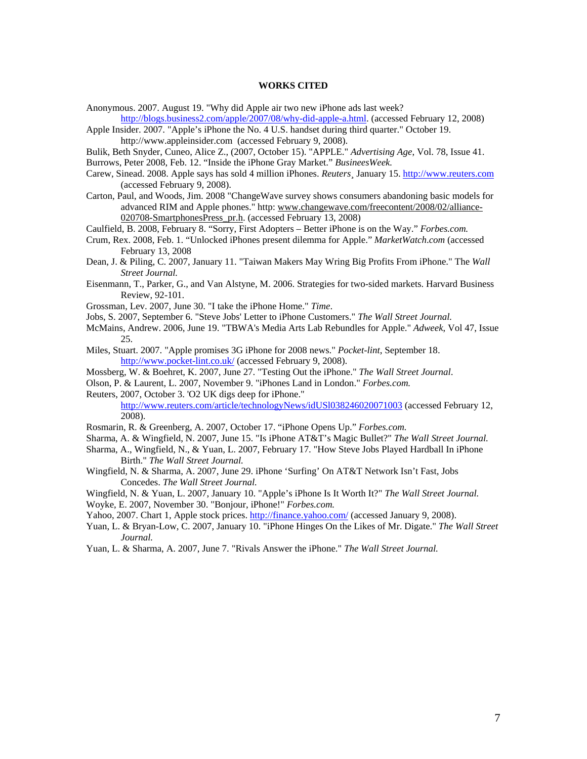**WORKS CITED**

Anonymous. 2007. August 19. "Why did Apple air two new iPhone ads last week? http://blogs.business2.com/apple/2007/08/why-did-apple-a.html. (accessed February 12, 2008)

Apple Insider. 2007. "Apple's iPhone the No. 4 U.S. handset during third quarter." October 19. http://www.appleinsider.com (accessed February 9, 2008).

Bulik, Beth Snyder, Cuneo, Alice Z., (2007, October 15). "APPLE." *Advertising Age*, Vol. 78, Issue 41.

Burrows, Peter 2008, Feb. 12. "Inside the iPhone Gray Market." *BusineesWeek.*

Carew, Sinead. 2008. Apple says has sold 4 million iPhones. *Reuters¸* January 15. http://www.reuters.com (accessed February 9, 2008).

Carton, Paul, and Woods, Jim. 2008 "ChangeWave survey shows consumers abandoning basic models for advanced RIM and Apple phones." http: www.changewave.com/freecontent/2008/02/alliance-020708-SmartphonesPress_pr.h. (accessed February 13, 2008)

Caulfield, B. 2008, February 8. "Sorry, First Adopters – Better iPhone is on the Way." *Forbes.com.*

Crum, Rex. 2008, Feb. 1. "Unlocked iPhones present dilemma for Apple." *MarketWatch.com* (accessed February 13, 2008

Dean, J. & Piling, C. 2007, January 11. "Taiwan Makers May Wring Big Profits From iPhone." The *Wall Street Journal.*

Eisenmann, T., Parker, G., and Van Alstyne, M. 2006. Strategies for two-sided markets. Harvard Business Review, 92-101.

Grossman, Lev. 2007, June 30. "I take the iPhone Home." *Time*.

Jobs, S. 2007, September 6. "Steve Jobs' Letter to iPhone Customers." *The Wall Street Journal.*

McMains, Andrew. 2006, June 19. "TBWA's Media Arts Lab Rebundles for Apple." *Adweek*, Vol 47, Issue 25.

Miles, Stuart. 2007. "Apple promises 3G iPhone for 2008 news." *Pocket-lint*, September 18. http://www.pocket-lint.co.uk/ (accessed February 9, 2008).

Mossberg, W. & Boehret, K. 2007, June 27. "Testing Out the iPhone." *The Wall Street Journal*.

Olson, P. & Laurent, L. 2007, November 9. "iPhones Land in London." *Forbes.com.*

Reuters, 2007, October 3. 'O2 UK digs deep for iPhone." http://www.reuters.com/article/technologyNews/idUSl038246020071003 (accessed February 12, 2008).

Rosmarin, R. & Greenberg, A. 2007, October 17. "iPhone Opens Up." *Forbes.com.*

Sharma, A. & Wingfield, N. 2007, June 15. "Is iPhone AT&T's Magic Bullet?" *The Wall Street Journal.*

Sharma, A., Wingfield, N., & Yuan, L. 2007, February 17. "How Steve Jobs Played Hardball In iPhone Birth." *The Wall Street Journal.*

Wingfield, N. & Sharma, A. 2007, June 29. iPhone 'Surfing' On AT&T Network Isn't Fast, Jobs Concedes. *The Wall Street Journal.*

Wingfield, N. & Yuan, L. 2007, January 10. "Apple's iPhone Is It Worth It?" *The Wall Street Journal.*

Woyke, E. 2007, November 30. "Bonjour, iPhone!" *Forbes.com.*

Yahoo, 2007. Chart 1, Apple stock prices. http://finance.yahoo.com/ (accessed January 9, 2008).

Yuan, L. & Bryan-Low, C. 2007, January 10. "iPhone Hinges On the Likes of Mr. Digate." *The Wall Street Journal.*

Yuan, L. & Sharma, A. 2007, June 7. "Rivals Answer the iPhone." *The Wall Street Journal.*